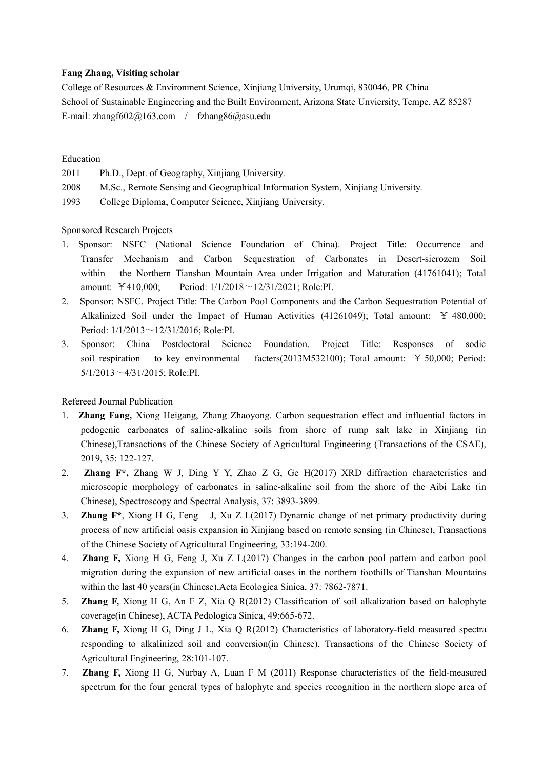**Fang Zhang, Visiting scholar**

College of Resources & Environment Science, Xinjiang University, Urumqi, 830046, PR China
School of Sustainable Engineering and the Built Environment, Arizona State Unviersity, Tempe, AZ 85287
E-mail: zhangf602@163.com / fzhang86@asu.edu

## Education

- 2011 Ph.D., Dept. of Geography, Xinjiang University.
- 2008 M.Sc., Remote Sensing and Geographical Information System, Xinjiang University.
- 1993 College Diploma, Computer Science, Xinjiang University.

## Sponsored Research Projects

1. Sponsor: NSFC (National Science Foundation of China). Project Title: Occurrence and Transfer Mechanism and Carbon Sequestration of Carbonates in Desert-sierozem Soil within the Northern Tianshan Mountain Area under Irrigation and Maturation (41761041); Total amount: ￥410,000; Period: 1/1/2018～12/31/2021; Role:PI.
2. Sponsor: NSFC. Project Title: The Carbon Pool Components and the Carbon Sequestration Potential of Alkalinized Soil under the Impact of Human Activities (41261049); Total amount: ￥ 480,000; Period: 1/1/2013～12/31/2016; Role:PI.
3. Sponsor: China Postdoctoral Science Foundation. Project Title: Responses of sodic soil respiration to key environmental facters(2013M532100); Total amount: ￥ 50,000; Period: 5/1/2013～4/31/2015; Role:PI.

## Refereed Journal Publication

1. **Zhang Fang,** Xiong Heigang, Zhang Zhaoyong. Carbon sequestration effect and influential factors in pedogenic carbonates of saline-alkaline soils from shore of rump salt lake in Xinjiang (in Chinese),Transactions of the Chinese Society of Agricultural Engineering (Transactions of the CSAE), 2019, 35: 122-127.
2. **Zhang F\*,** Zhang W J, Ding Y Y, Zhao Z G, Ge H(2017) XRD diffraction characteristics and microscopic morphology of carbonates in saline-alkaline soil from the shore of the Aibi Lake (in Chinese), Spectroscopy and Spectral Analysis, 37: 3893-3899.
3. **Zhang F\***, Xiong H G, Feng J, Xu Z L(2017) Dynamic change of net primary productivity during process of new artificial oasis expansion in Xinjiang based on remote sensing (in Chinese), Transactions of the Chinese Society of Agricultural Engineering, 33:194-200.
4. **Zhang F,** Xiong H G, Feng J, Xu Z L(2017) Changes in the carbon pool pattern and carbon pool migration during the expansion of new artificial oases in the northern foothills of Tianshan Mountains within the last 40 years(in Chinese),Acta Ecologica Sinica, 37: 7862-7871.
5. **Zhang F,** Xiong H G, An F Z, Xia Q R(2012) Classification of soil alkalization based on halophyte coverage(in Chinese), ACTA Pedologica Sinica, 49:665-672.
6. **Zhang F,** Xiong H G, Ding J L, Xia Q R(2012) Characteristics of laboratory-field measured spectra responding to alkalinized soil and conversion(in Chinese), Transactions of the Chinese Society of Agricultural Engineering, 28:101-107.
7. **Zhang F,** Xiong H G, Nurbay A, Luan F M (2011) Response characteristics of the field-measured spectrum for the four general types of halophyte and species recognition in the northern slope area of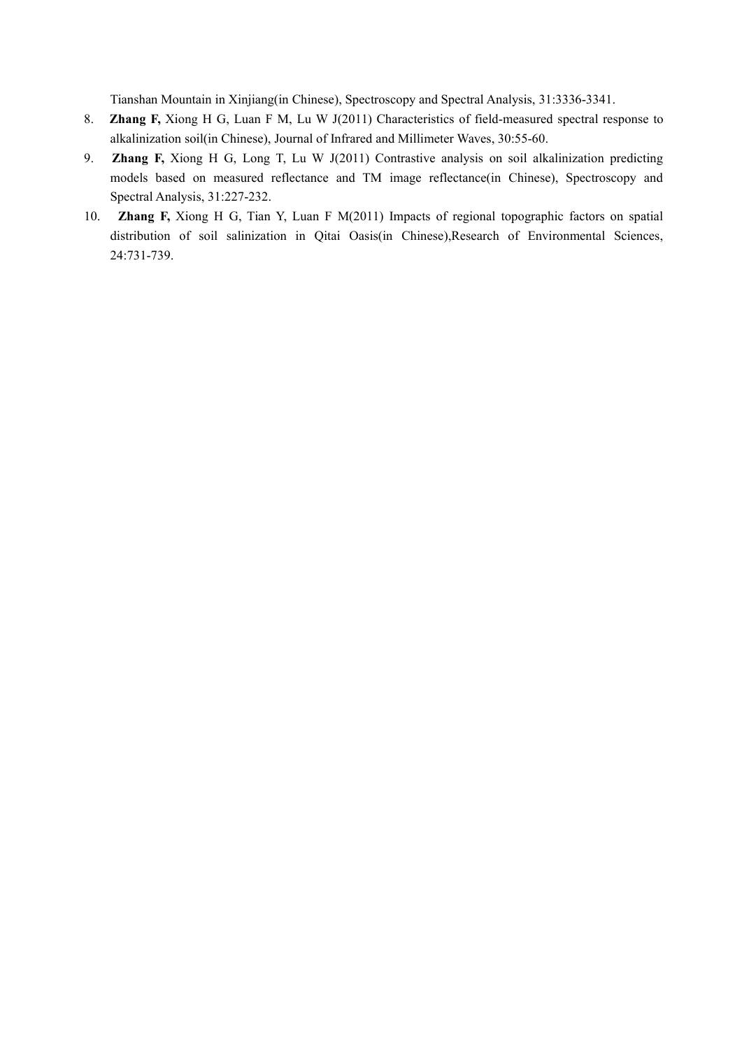Tianshan Mountain in Xinjiang(in Chinese), Spectroscopy and Spectral Analysis, 31:3336-3341.

8. **Zhang F,** Xiong H G, Luan F M, Lu W J(2011) Characteristics of field-measured spectral response to alkalinization soil(in Chinese), Journal of Infrared and Millimeter Waves, 30:55-60.
9. **Zhang F,** Xiong H G, Long T, Lu W J(2011) Contrastive analysis on soil alkalinization predicting models based on measured reflectance and TM image reflectance(in Chinese), Spectroscopy and Spectral Analysis, 31:227-232.
10. **Zhang F,** Xiong H G, Tian Y, Luan F M(2011) Impacts of regional topographic factors on spatial distribution of soil salinization in Qitai Oasis(in Chinese),Research of Environmental Sciences, 24:731-739.